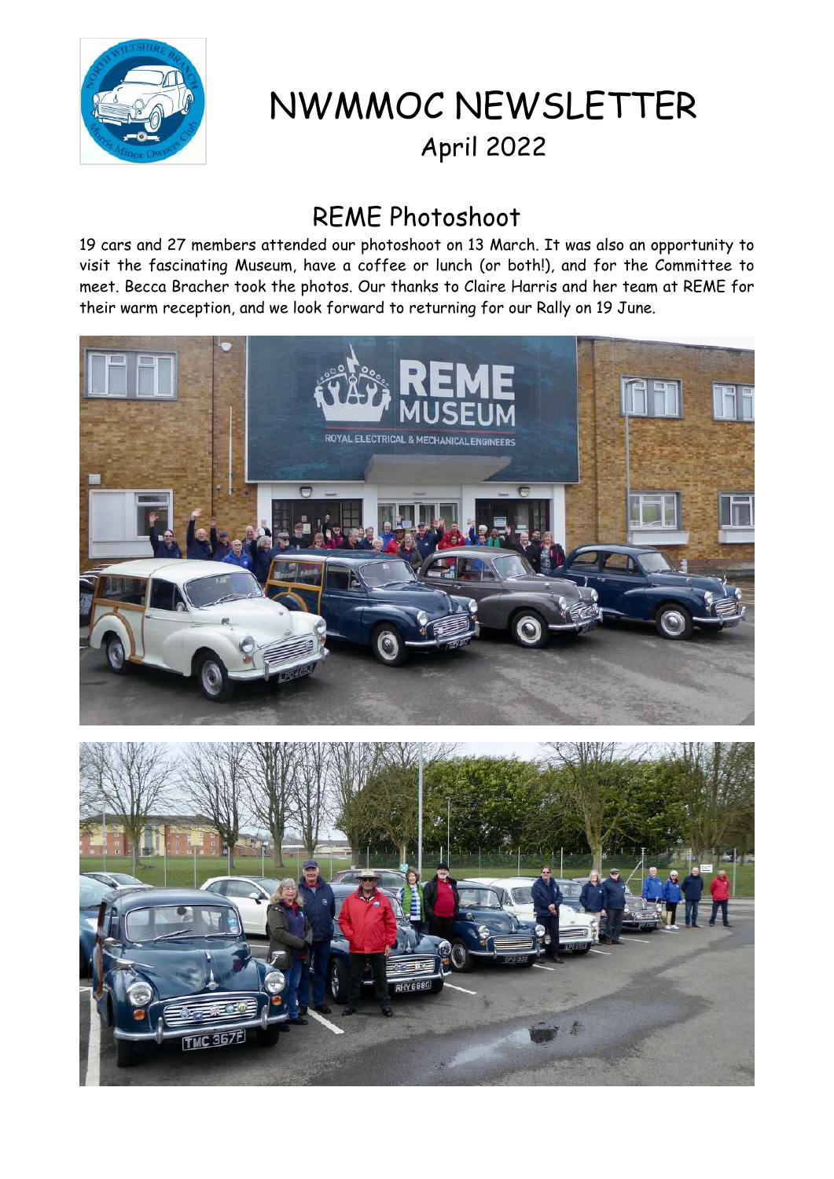# NWMMOC NEWSLETTER

April 2022

## REME Photoshoot

19 cars and 27 members attended our photoshoot on 13 March. It was also an opportunity to visit the fascinating Museum, have a coffee or lunch (or both!), and for the Committee to meet. Becca Bracher took the photos. Our thanks to Claire Harris and her team at REME for their warm reception, and we look forward to returning for our Rally on 19 June.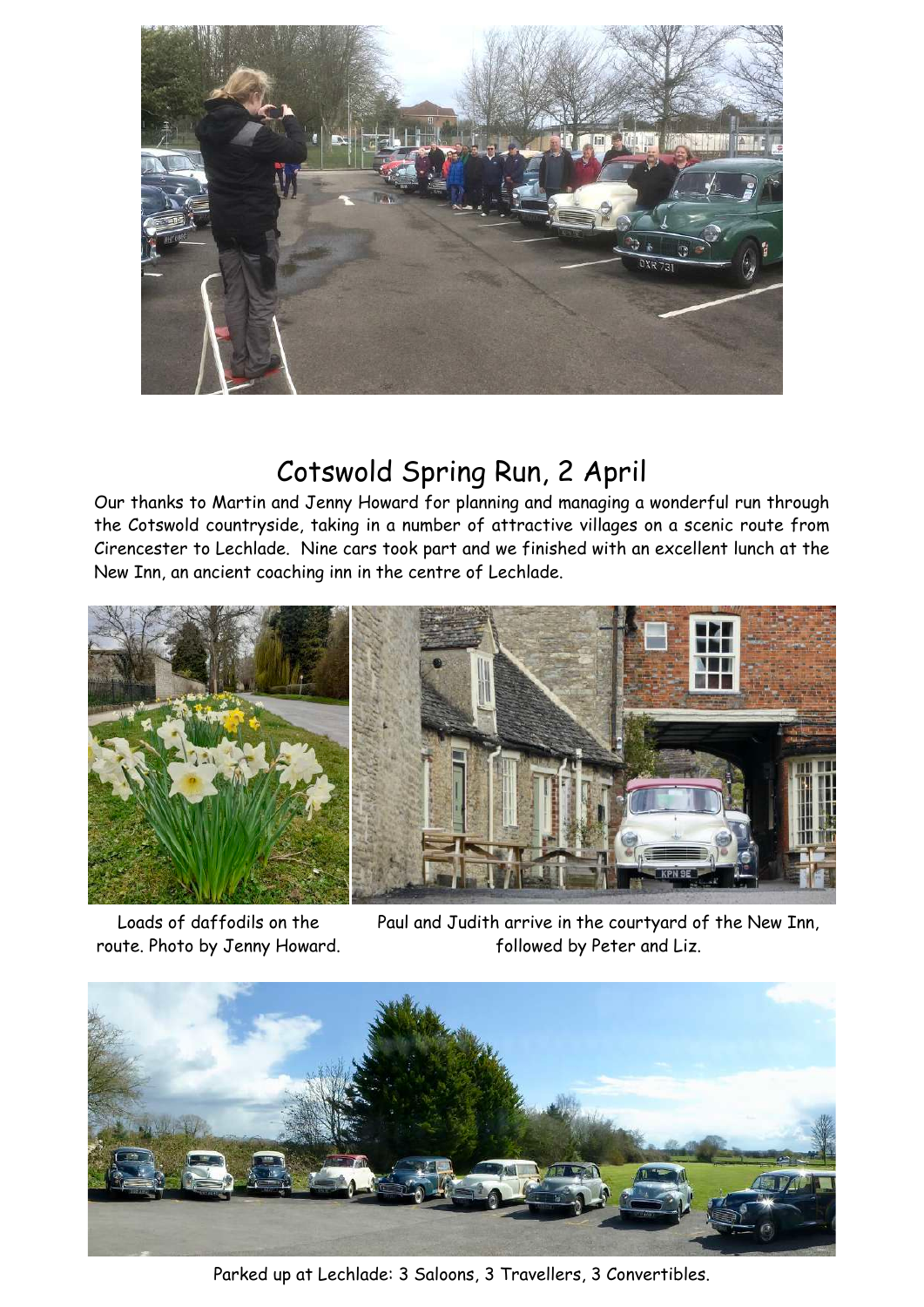## Cotswold Spring Run, 2 April

Our thanks to Martin and Jenny Howard for planning and managing a wonderful run through the Cotswold countryside, taking in a number of attractive villages on a scenic route from Cirencester to Lechlade. Nine cars took part and we finished with an excellent lunch at the New Inn, an ancient coaching inn in the centre of Lechlade.

Loads of daffodils on the route. Photo by Jenny Howard.

Paul and Judith arrive in the courtyard of the New Inn, followed by Peter and Liz.

Parked up at Lechlade: 3 Saloons, 3 Travellers, 3 Convertibles.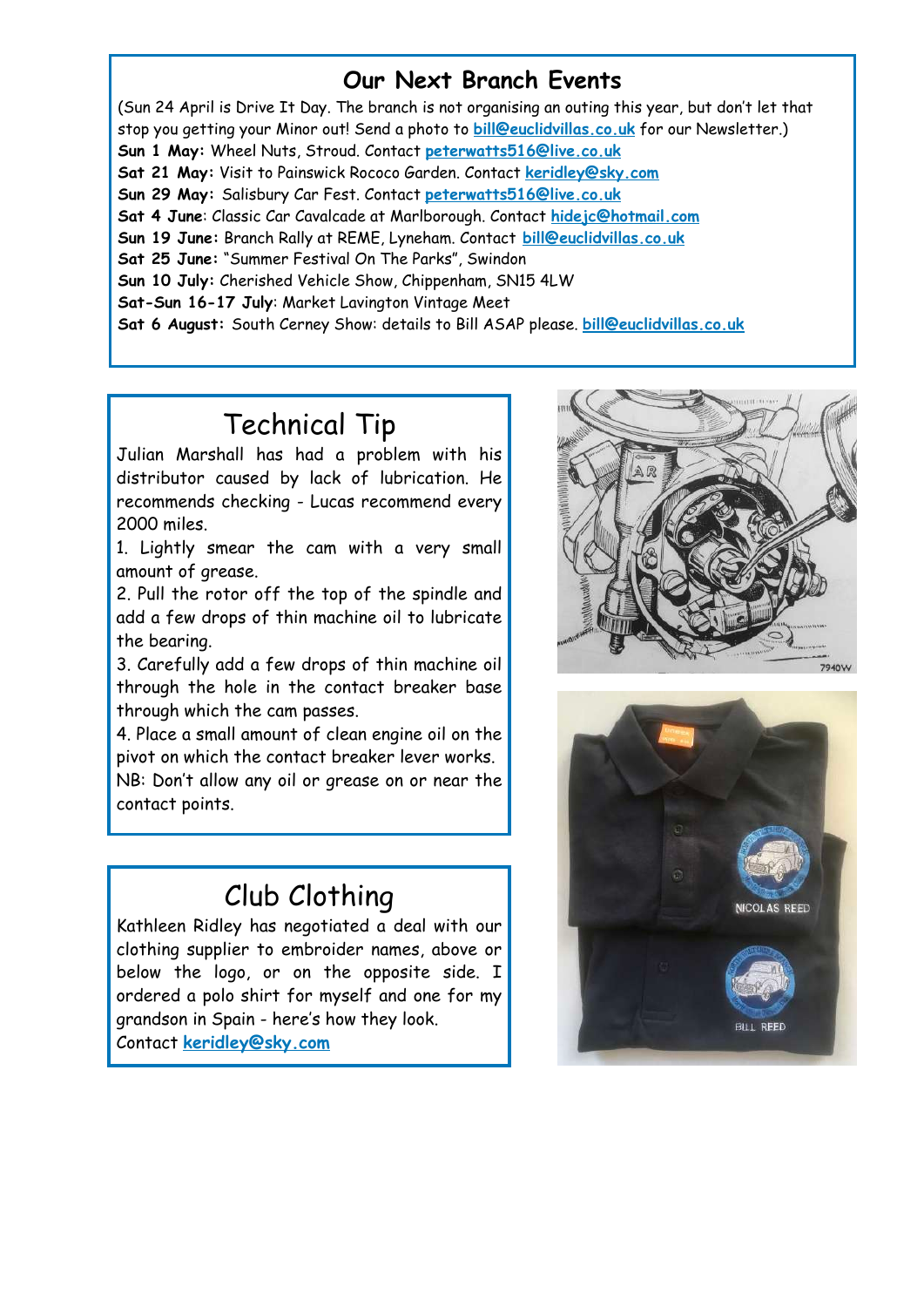## Our Next Branch Events

(Sun 24 April is Drive It Day. The branch is not organising an outing this year, but don't let that stop you getting your Minor out! Send a photo to **bill@euclidvillas.co.uk** for our Newsletter.)

**Sun 1 May:** Wheel Nuts, Stroud. Contact **peterwatts516@live.co.uk**

**Sat 21 May:** Visit to Painswick Rococo Garden. Contact **keridley@sky.com**

**Sun 29 May:** Salisbury Car Fest. Contact **peterwatts516@live.co.uk**

**Sat 4 June**: Classic Car Cavalcade at Marlborough. Contact **hidejc@hotmail.com**

**Sun 19 June:** Branch Rally at REME, Lyneham. Contact **bill@euclidvillas.co.uk**

**Sat 25 June:** "Summer Festival On The Parks", Swindon

**Sun 10 July:** Cherished Vehicle Show, Chippenham, SN15 4LW

**Sat-Sun 16-17 July**: Market Lavington Vintage Meet

**Sat 6 August:** South Cerney Show: details to Bill ASAP please. **bill@euclidvillas.co.uk**

## Technical Tip

Julian Marshall has had a problem with his distributor caused by lack of lubrication. He recommends checking - Lucas recommend every 2000 miles.

1. Lightly smear the cam with a very small amount of grease.
2. Pull the rotor off the top of the spindle and add a few drops of thin machine oil to lubricate the bearing.
3. Carefully add a few drops of thin machine oil through the hole in the contact breaker base through which the cam passes.
4. Place a small amount of clean engine oil on the pivot on which the contact breaker lever works.

NB: Don't allow any oil or grease on or near the contact points.

## Club Clothing

Kathleen Ridley has negotiated a deal with our clothing supplier to embroider names, above or below the logo, or on the opposite side. I ordered a polo shirt for myself and one for my grandson in Spain - here's how they look.

Contact **keridley@sky.com**